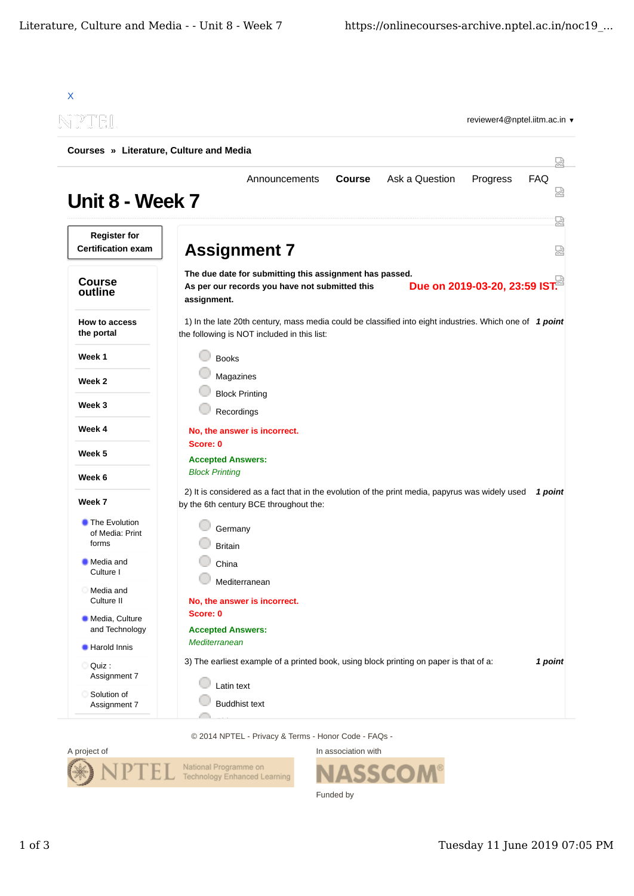X

reviewer4@nptel.iitm.ac.in ▾

**Courses » Literature, Culture and Media**

Announcements **Course** Ask a Question Progress FAQ

# Unit 8 - Week 7

**Register for Certification exam**

## Course outline

- **How to access the portal**
- **Week 1**
- **Week 2**
- **Week 3**
- **Week 4**
- **Week 5**
- **Week 6**
- **Week 7**
  - The Evolution of Media: Print forms
  - Media and Culture I
  - Media and Culture II
  - Media, Culture and Technology
  - Harold Innis
  - Quiz : Assignment 7
  - Solution of Assignment 7

## Assignment 7

**The due date for submitting this assignment has passed.**
**As per our records you have not submitted this assignment.**

**Due on 2019-03-20, 23:59 IST.**

1) In the late 20th century, mass media could be classified into eight industries. Which one of the following is NOT included in this list: ***1 point***

- Books
- Magazines
- Block Printing
- Recordings

**No, the answer is incorrect.**
**Score: 0**

**Accepted Answers:**
*Block Printing*

2) It is considered as a fact that in the evolution of the print media, papyrus was widely used by the 6th century BCE throughout the: ***1 point***

- Germany
- Britain
- China
- Mediterranean

**No, the answer is incorrect.**
**Score: 0**

**Accepted Answers:**
*Mediterranean*

3) The earliest example of a printed book, using block printing on paper is that of a: ***1 point***

- Latin text
- Buddhist text

© 2014 NPTEL - Privacy & Terms - Honor Code - FAQs -

A project of

In association with

Funded by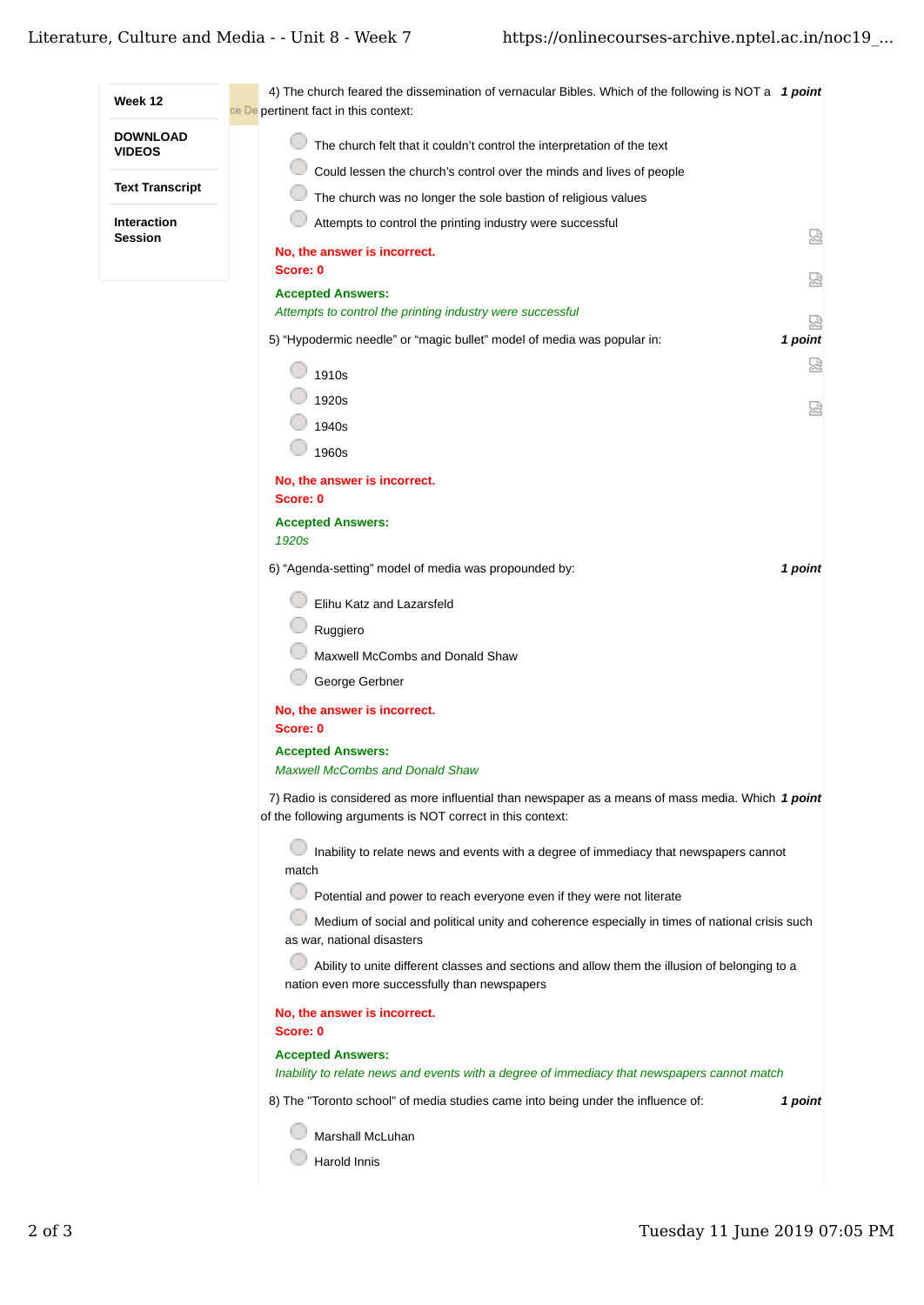- Week 12
- DOWNLOAD VIDEOS
- Text Transcript
- Interaction Session

4) The church feared the dissemination of vernacular Bibles. Which of the following is NOT a pertinent fact in this context: **1 point**

- The church felt that it couldn't control the interpretation of the text
- Could lessen the church's control over the minds and lives of people
- The church was no longer the sole bastion of religious values
- Attempts to control the printing industry were successful

**No, the answer is incorrect.**
**Score: 0**

**Accepted Answers:**
*Attempts to control the printing industry were successful*

5) "Hypodermic needle" or "magic bullet" model of media was popular in: **1 point**

- 1910s
- 1920s
- 1940s
- 1960s

**No, the answer is incorrect.**
**Score: 0**

**Accepted Answers:**
*1920s*

6) "Agenda-setting" model of media was propounded by: **1 point**

- Elihu Katz and Lazarsfeld
- Ruggiero
- Maxwell McCombs and Donald Shaw
- George Gerbner

**No, the answer is incorrect.**
**Score: 0**

**Accepted Answers:**
*Maxwell McCombs and Donald Shaw*

7) Radio is considered as more influential than newspaper as a means of mass media. Which of the following arguments is NOT correct in this context: **1 point**

- Inability to relate news and events with a degree of immediacy that newspapers cannot match
- Potential and power to reach everyone even if they were not literate
- Medium of social and political unity and coherence especially in times of national crisis such as war, national disasters
- Ability to unite different classes and sections and allow them the illusion of belonging to a nation even more successfully than newspapers

**No, the answer is incorrect.**
**Score: 0**

**Accepted Answers:**
*Inability to relate news and events with a degree of immediacy that newspapers cannot match*

8) The "Toronto school" of media studies came into being under the influence of: **1 point**

- Marshall McLuhan
- Harold Innis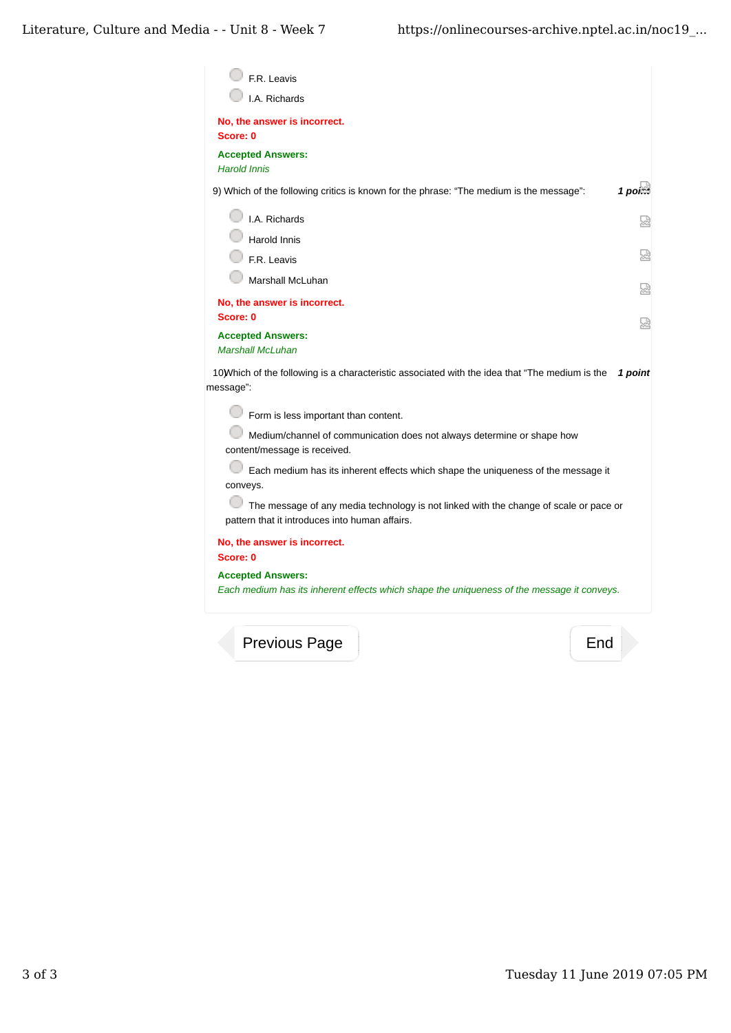- F.R. Leavis
- I.A. Richards

**No, the answer is incorrect.**
**Score: 0**

**Accepted Answers:**
*Harold Innis*

9) Which of the following critics is known for the phrase: “The medium is the message”: ***1 point***

- I.A. Richards
- Harold Innis
- F.R. Leavis
- Marshall McLuhan

**No, the answer is incorrect.**
**Score: 0**

**Accepted Answers:**
*Marshall McLuhan*

10) Which of the following is a characteristic associated with the idea that “The medium is the message”: ***1 point***

- Form is less important than content.
- Medium/channel of communication does not always determine or shape how content/message is received.
- Each medium has its inherent effects which shape the uniqueness of the message it conveys.
- The message of any media technology is not linked with the change of scale or pace or pattern that it introduces into human affairs.

**No, the answer is incorrect.**
**Score: 0**

**Accepted Answers:**
*Each medium has its inherent effects which shape the uniqueness of the message it conveys.*

Previous Page | End